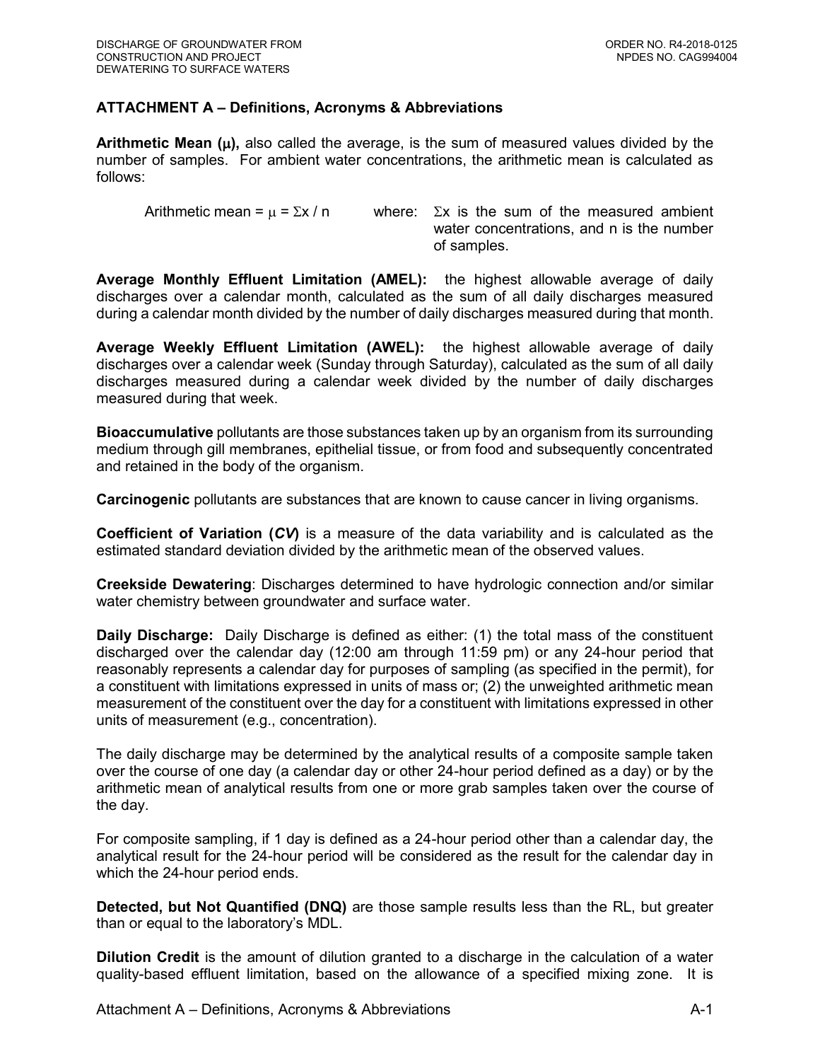## ATTACHMENT A – Definitions, Acronyms & Abbreviations

**Arithmetic Mean (μ),** also called the average, is the sum of measured values divided by the number of samples. For ambient water concentrations, the arithmetic mean is calculated as follows:

Arithmetic mean = $\mu = \Sigma x / n$ where: $\Sigma x$ is the sum of the measured ambient water concentrations, and n is the number of samples.

**Average Monthly Effluent Limitation (AMEL):** the highest allowable average of daily discharges over a calendar month, calculated as the sum of all daily discharges measured during a calendar month divided by the number of daily discharges measured during that month.

**Average Weekly Effluent Limitation (AWEL):** the highest allowable average of daily discharges over a calendar week (Sunday through Saturday), calculated as the sum of all daily discharges measured during a calendar week divided by the number of daily discharges measured during that week.

**Bioaccumulative** pollutants are those substances taken up by an organism from its surrounding medium through gill membranes, epithelial tissue, or from food and subsequently concentrated and retained in the body of the organism.

**Carcinogenic** pollutants are substances that are known to cause cancer in living organisms.

**Coefficient of Variation (*CV*)** is a measure of the data variability and is calculated as the estimated standard deviation divided by the arithmetic mean of the observed values.

**Creekside Dewatering**: Discharges determined to have hydrologic connection and/or similar water chemistry between groundwater and surface water.

**Daily Discharge:** Daily Discharge is defined as either: (1) the total mass of the constituent discharged over the calendar day (12:00 am through 11:59 pm) or any 24-hour period that reasonably represents a calendar day for purposes of sampling (as specified in the permit), for a constituent with limitations expressed in units of mass or; (2) the unweighted arithmetic mean measurement of the constituent over the day for a constituent with limitations expressed in other units of measurement (e.g., concentration).

The daily discharge may be determined by the analytical results of a composite sample taken over the course of one day (a calendar day or other 24-hour period defined as a day) or by the arithmetic mean of analytical results from one or more grab samples taken over the course of the day.

For composite sampling, if 1 day is defined as a 24-hour period other than a calendar day, the analytical result for the 24-hour period will be considered as the result for the calendar day in which the 24-hour period ends.

**Detected, but Not Quantified (DNQ)** are those sample results less than the RL, but greater than or equal to the laboratory's MDL.

**Dilution Credit** is the amount of dilution granted to a discharge in the calculation of a water quality-based effluent limitation, based on the allowance of a specified mixing zone. It is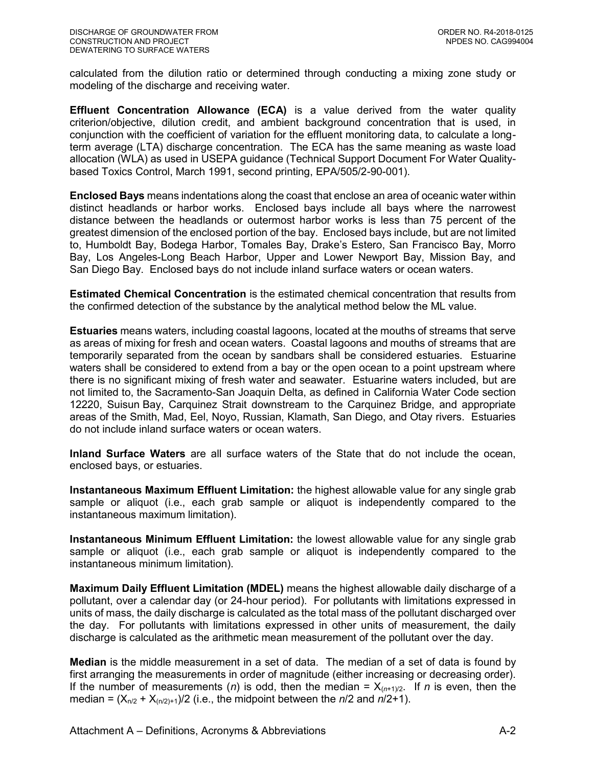calculated from the dilution ratio or determined through conducting a mixing zone study or modeling of the discharge and receiving water.

**Effluent Concentration Allowance (ECA)** is a value derived from the water quality criterion/objective, dilution credit, and ambient background concentration that is used, in conjunction with the coefficient of variation for the effluent monitoring data, to calculate a long-term average (LTA) discharge concentration. The ECA has the same meaning as waste load allocation (WLA) as used in USEPA guidance (Technical Support Document For Water Quality-based Toxics Control, March 1991, second printing, EPA/505/2-90-001).

**Enclosed Bays** means indentations along the coast that enclose an area of oceanic water within distinct headlands or harbor works. Enclosed bays include all bays where the narrowest distance between the headlands or outermost harbor works is less than 75 percent of the greatest dimension of the enclosed portion of the bay. Enclosed bays include, but are not limited to, Humboldt Bay, Bodega Harbor, Tomales Bay, Drake's Estero, San Francisco Bay, Morro Bay, Los Angeles-Long Beach Harbor, Upper and Lower Newport Bay, Mission Bay, and San Diego Bay. Enclosed bays do not include inland surface waters or ocean waters.

**Estimated Chemical Concentration** is the estimated chemical concentration that results from the confirmed detection of the substance by the analytical method below the ML value.

**Estuaries** means waters, including coastal lagoons, located at the mouths of streams that serve as areas of mixing for fresh and ocean waters. Coastal lagoons and mouths of streams that are temporarily separated from the ocean by sandbars shall be considered estuaries. Estuarine waters shall be considered to extend from a bay or the open ocean to a point upstream where there is no significant mixing of fresh water and seawater. Estuarine waters included, but are not limited to, the Sacramento-San Joaquin Delta, as defined in California Water Code section 12220, Suisun Bay, Carquinez Strait downstream to the Carquinez Bridge, and appropriate areas of the Smith, Mad, Eel, Noyo, Russian, Klamath, San Diego, and Otay rivers. Estuaries do not include inland surface waters or ocean waters.

**Inland Surface Waters** are all surface waters of the State that do not include the ocean, enclosed bays, or estuaries.

**Instantaneous Maximum Effluent Limitation:** the highest allowable value for any single grab sample or aliquot (i.e., each grab sample or aliquot is independently compared to the instantaneous maximum limitation).

**Instantaneous Minimum Effluent Limitation:** the lowest allowable value for any single grab sample or aliquot (i.e., each grab sample or aliquot is independently compared to the instantaneous minimum limitation).

**Maximum Daily Effluent Limitation (MDEL)** means the highest allowable daily discharge of a pollutant, over a calendar day (or 24-hour period). For pollutants with limitations expressed in units of mass, the daily discharge is calculated as the total mass of the pollutant discharged over the day. For pollutants with limitations expressed in other units of measurement, the daily discharge is calculated as the arithmetic mean measurement of the pollutant over the day.

**Median** is the middle measurement in a set of data. The median of a set of data is found by first arranging the measurements in order of magnitude (either increasing or decreasing order). If the number of measurements (*n*) is odd, then the median = $X_{(n+1)/2}$. If *n* is even, then the median = $(X_{n/2} + X_{(n/2)+1})/2$ (i.e., the midpoint between the *n*/2 and *n*/2+1).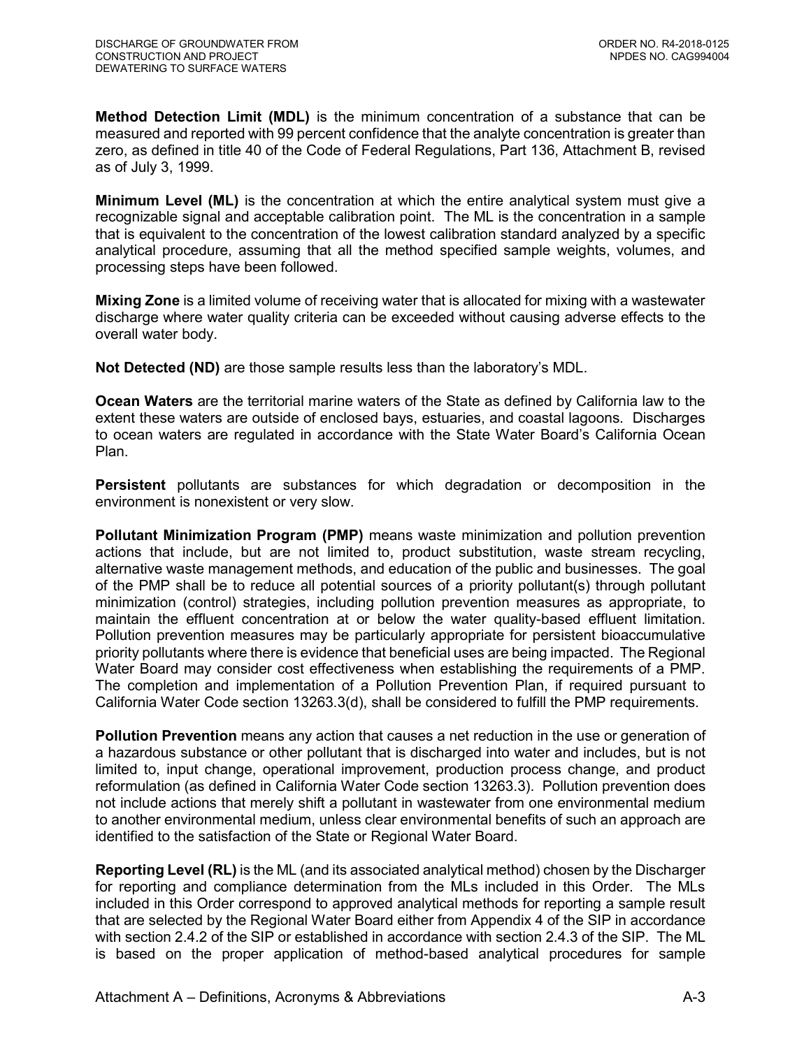**Method Detection Limit (MDL)** is the minimum concentration of a substance that can be measured and reported with 99 percent confidence that the analyte concentration is greater than zero, as defined in title 40 of the Code of Federal Regulations, Part 136, Attachment B, revised as of July 3, 1999.

**Minimum Level (ML)** is the concentration at which the entire analytical system must give a recognizable signal and acceptable calibration point. The ML is the concentration in a sample that is equivalent to the concentration of the lowest calibration standard analyzed by a specific analytical procedure, assuming that all the method specified sample weights, volumes, and processing steps have been followed.

**Mixing Zone** is a limited volume of receiving water that is allocated for mixing with a wastewater discharge where water quality criteria can be exceeded without causing adverse effects to the overall water body.

**Not Detected (ND)** are those sample results less than the laboratory's MDL.

**Ocean Waters** are the territorial marine waters of the State as defined by California law to the extent these waters are outside of enclosed bays, estuaries, and coastal lagoons. Discharges to ocean waters are regulated in accordance with the State Water Board's California Ocean Plan.

**Persistent** pollutants are substances for which degradation or decomposition in the environment is nonexistent or very slow.

**Pollutant Minimization Program (PMP)** means waste minimization and pollution prevention actions that include, but are not limited to, product substitution, waste stream recycling, alternative waste management methods, and education of the public and businesses. The goal of the PMP shall be to reduce all potential sources of a priority pollutant(s) through pollutant minimization (control) strategies, including pollution prevention measures as appropriate, to maintain the effluent concentration at or below the water quality-based effluent limitation. Pollution prevention measures may be particularly appropriate for persistent bioaccumulative priority pollutants where there is evidence that beneficial uses are being impacted. The Regional Water Board may consider cost effectiveness when establishing the requirements of a PMP. The completion and implementation of a Pollution Prevention Plan, if required pursuant to California Water Code section 13263.3(d), shall be considered to fulfill the PMP requirements.

**Pollution Prevention** means any action that causes a net reduction in the use or generation of a hazardous substance or other pollutant that is discharged into water and includes, but is not limited to, input change, operational improvement, production process change, and product reformulation (as defined in California Water Code section 13263.3). Pollution prevention does not include actions that merely shift a pollutant in wastewater from one environmental medium to another environmental medium, unless clear environmental benefits of such an approach are identified to the satisfaction of the State or Regional Water Board.

**Reporting Level (RL)** is the ML (and its associated analytical method) chosen by the Discharger for reporting and compliance determination from the MLs included in this Order. The MLs included in this Order correspond to approved analytical methods for reporting a sample result that are selected by the Regional Water Board either from Appendix 4 of the SIP in accordance with section 2.4.2 of the SIP or established in accordance with section 2.4.3 of the SIP. The ML is based on the proper application of method-based analytical procedures for sample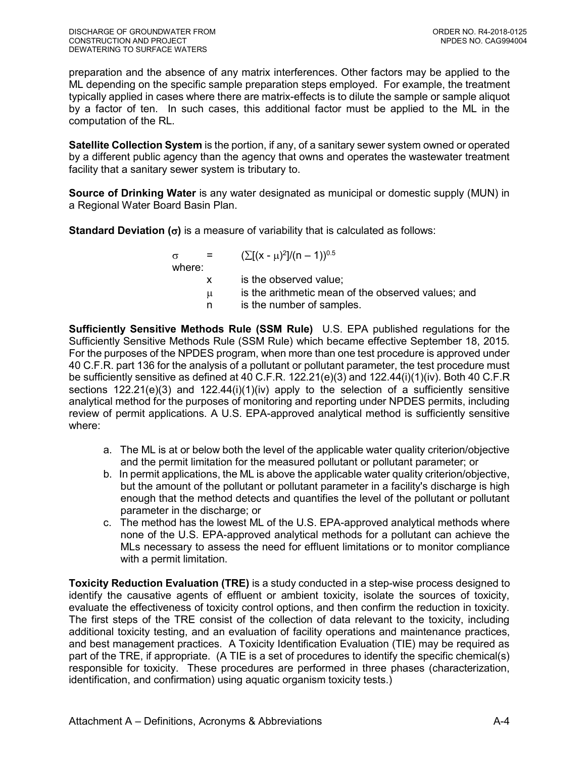preparation and the absence of any matrix interferences. Other factors may be applied to the ML depending on the specific sample preparation steps employed. For example, the treatment typically applied in cases where there are matrix-effects is to dilute the sample or sample aliquot by a factor of ten. In such cases, this additional factor must be applied to the ML in the computation of the RL.

**Satellite Collection System** is the portion, if any, of a sanitary sewer system owned or operated by a different public agency than the agency that owns and operates the wastewater treatment facility that a sanitary sewer system is tributary to.

**Source of Drinking Water** is any water designated as municipal or domestic supply (MUN) in a Regional Water Board Basin Plan.

**Standard Deviation ($\sigma$)** is a measure of variability that is calculated as follows:

$$\sigma = (\sum[(x - \mu)^2]/(n - 1))^{0.5}$$

where:

- $x$ is the observed value;
- $\mu$ is the arithmetic mean of the observed values; and
- $n$ is the number of samples.

**Sufficiently Sensitive Methods Rule (SSM Rule)** U.S. EPA published regulations for the Sufficiently Sensitive Methods Rule (SSM Rule) which became effective September 18, 2015. For the purposes of the NPDES program, when more than one test procedure is approved under 40 C.F.R. part 136 for the analysis of a pollutant or pollutant parameter, the test procedure must be sufficiently sensitive as defined at 40 C.F.R. 122.21(e)(3) and 122.44(i)(1)(iv). Both 40 C.F.R sections 122.21(e)(3) and 122.44(i)(1)(iv) apply to the selection of a sufficiently sensitive analytical method for the purposes of monitoring and reporting under NPDES permits, including review of permit applications. A U.S. EPA-approved analytical method is sufficiently sensitive where:

a. The ML is at or below both the level of the applicable water quality criterion/objective and the permit limitation for the measured pollutant or pollutant parameter; or
b. In permit applications, the ML is above the applicable water quality criterion/objective, but the amount of the pollutant or pollutant parameter in a facility's discharge is high enough that the method detects and quantifies the level of the pollutant or pollutant parameter in the discharge; or
c. The method has the lowest ML of the U.S. EPA-approved analytical methods where none of the U.S. EPA-approved analytical methods for a pollutant can achieve the MLs necessary to assess the need for effluent limitations or to monitor compliance with a permit limitation.

**Toxicity Reduction Evaluation (TRE)** is a study conducted in a step-wise process designed to identify the causative agents of effluent or ambient toxicity, isolate the sources of toxicity, evaluate the effectiveness of toxicity control options, and then confirm the reduction in toxicity. The first steps of the TRE consist of the collection of data relevant to the toxicity, including additional toxicity testing, and an evaluation of facility operations and maintenance practices, and best management practices. A Toxicity Identification Evaluation (TIE) may be required as part of the TRE, if appropriate. (A TIE is a set of procedures to identify the specific chemical(s) responsible for toxicity. These procedures are performed in three phases (characterization, identification, and confirmation) using aquatic organism toxicity tests.)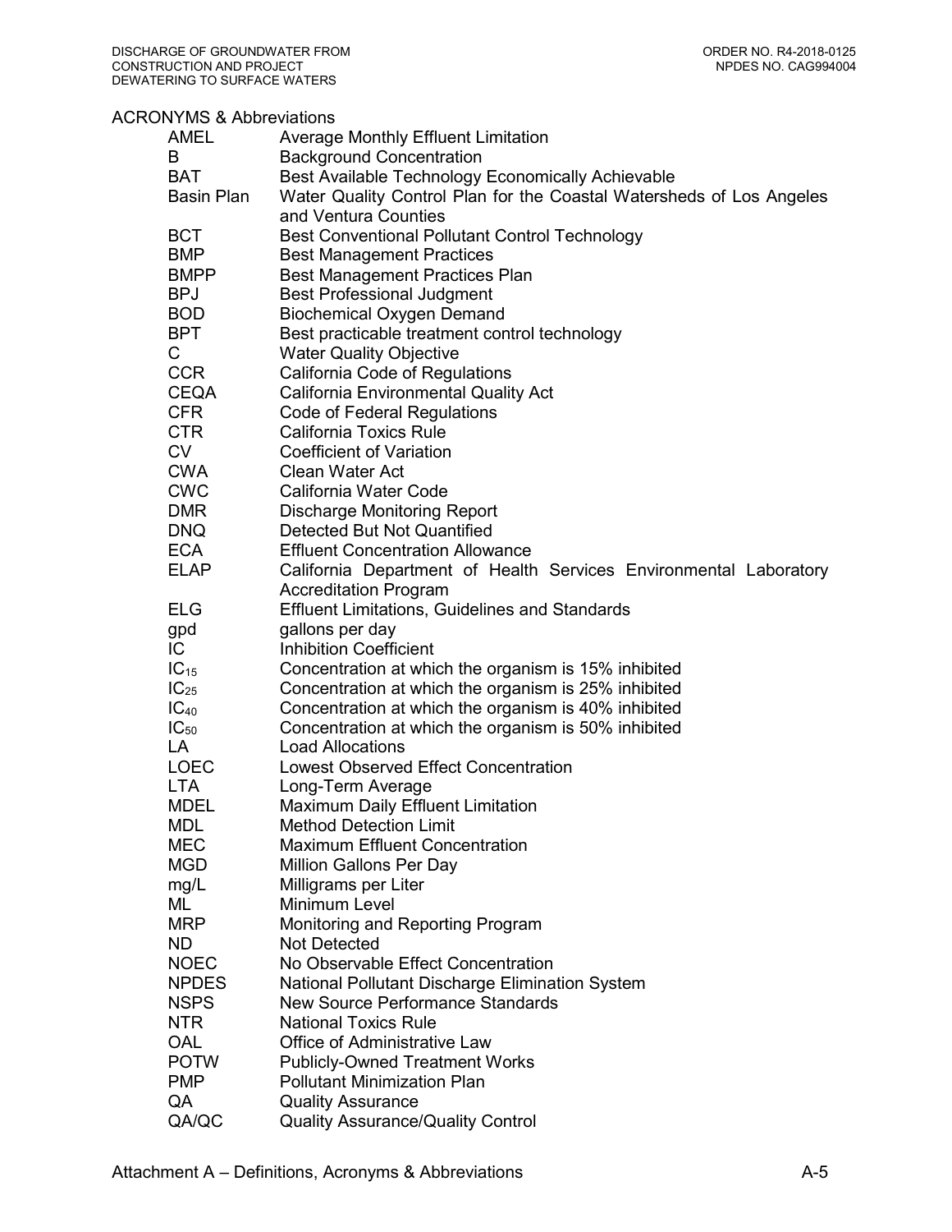ACRONYMS & Abbreviations

| | |
|---|---|
| AMEL | Average Monthly Effluent Limitation |
| B | Background Concentration |
| BAT | Best Available Technology Economically Achievable |
| Basin Plan | Water Quality Control Plan for the Coastal Watersheds of Los Angeles and Ventura Counties |
| BCT | Best Conventional Pollutant Control Technology |
| BMP | Best Management Practices |
| BMPP | Best Management Practices Plan |
| BPJ | Best Professional Judgment |
| BOD | Biochemical Oxygen Demand |
| BPT | Best practicable treatment control technology |
| C | Water Quality Objective |
| CCR | California Code of Regulations |
| CEQA | California Environmental Quality Act |
| CFR | Code of Federal Regulations |
| CTR | California Toxics Rule |
| CV | Coefficient of Variation |
| CWA | Clean Water Act |
| CWC | California Water Code |
| DMR | Discharge Monitoring Report |
| DNQ | Detected But Not Quantified |
| ECA | Effluent Concentration Allowance |
| ELAP | California Department of Health Services Environmental Laboratory Accreditation Program |
| ELG | Effluent Limitations, Guidelines and Standards |
| gpd | gallons per day |
| IC | Inhibition Coefficient |
| $IC_{15}$ | Concentration at which the organism is 15% inhibited |
| $IC_{25}$ | Concentration at which the organism is 25% inhibited |
| $IC_{40}$ | Concentration at which the organism is 40% inhibited |
| $IC_{50}$ | Concentration at which the organism is 50% inhibited |
| LA | Load Allocations |
| LOEC | Lowest Observed Effect Concentration |
| LTA | Long-Term Average |
| MDEL | Maximum Daily Effluent Limitation |
| MDL | Method Detection Limit |
| MEC | Maximum Effluent Concentration |
| MGD | Million Gallons Per Day |
| mg/L | Milligrams per Liter |
| ML | Minimum Level |
| MRP | Monitoring and Reporting Program |
| ND | Not Detected |
| NOEC | No Observable Effect Concentration |
| NPDES | National Pollutant Discharge Elimination System |
| NSPS | New Source Performance Standards |
| NTR | National Toxics Rule |
| OAL | Office of Administrative Law |
| POTW | Publicly-Owned Treatment Works |
| PMP | Pollutant Minimization Plan |
| QA | Quality Assurance |
| QA/QC | Quality Assurance/Quality Control |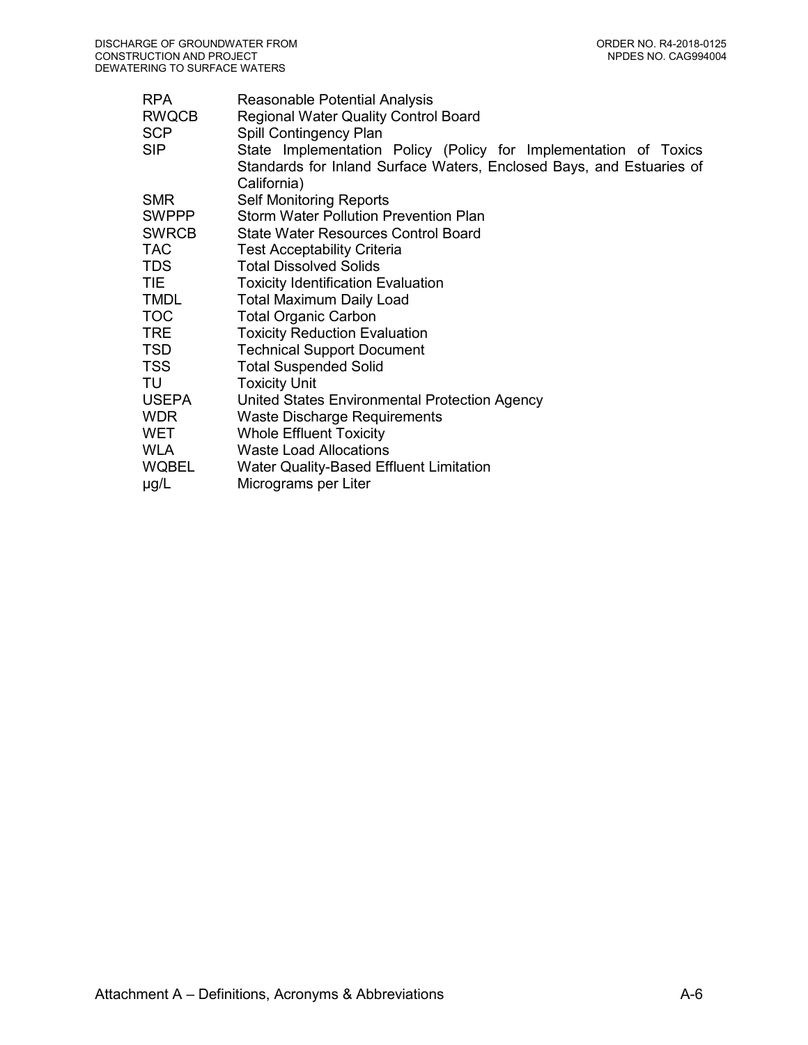| | |
|---|---|
| RPA | Reasonable Potential Analysis |
| RWQCB | Regional Water Quality Control Board |
| SCP | Spill Contingency Plan |
| SIP | State Implementation Policy (Policy for Implementation of Toxics Standards for Inland Surface Waters, Enclosed Bays, and Estuaries of California) |
| SMR | Self Monitoring Reports |
| SWPPP | Storm Water Pollution Prevention Plan |
| SWRCB | State Water Resources Control Board |
| TAC | Test Acceptability Criteria |
| TDS | Total Dissolved Solids |
| TIE | Toxicity Identification Evaluation |
| TMDL | Total Maximum Daily Load |
| TOC | Total Organic Carbon |
| TRE | Toxicity Reduction Evaluation |
| TSD | Technical Support Document |
| TSS | Total Suspended Solid |
| TU | Toxicity Unit |
| USEPA | United States Environmental Protection Agency |
| WDR | Waste Discharge Requirements |
| WET | Whole Effluent Toxicity |
| WLA | Waste Load Allocations |
| WQBEL | Water Quality-Based Effluent Limitation |
| µg/L | Micrograms per Liter |